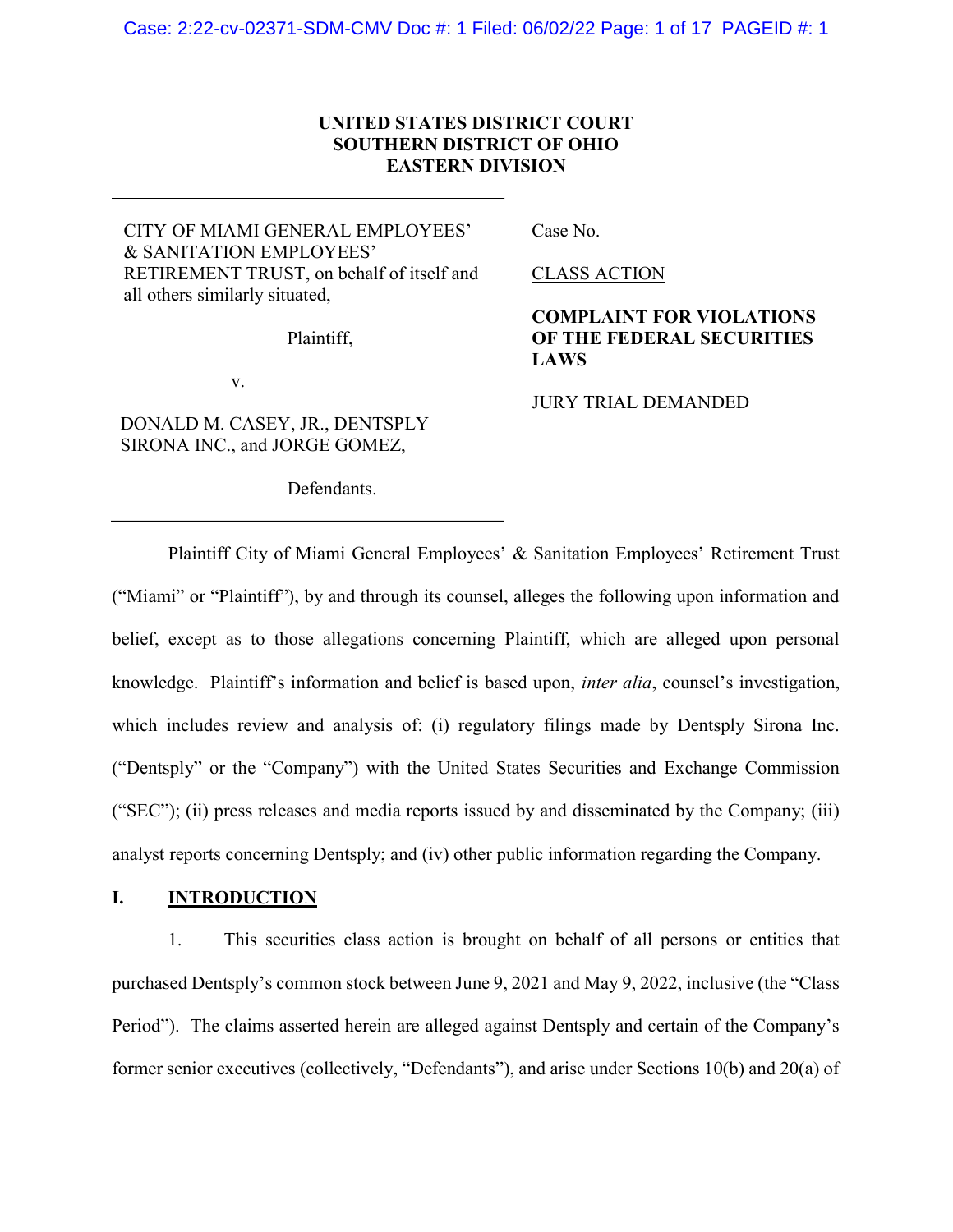**UNITED STATES DISTRICT COURT**
**SOUTHERN DISTRICT OF OHIO**
**EASTERN DIVISION**

| | |
|---|---|
| CITY OF MIAMI GENERAL EMPLOYEES' & SANITATION EMPLOYEES' RETIREMENT TRUST, on behalf of itself and all others similarly situated,<br><br>Plaintiff,<br><br>v.<br><br>DONALD M. CASEY, JR., DENTSPLY SIRONA INC., and JORGE GOMEZ,<br><br>Defendants. | Case No.<br><br>CLASS ACTION<br><br>**COMPLAINT FOR VIOLATIONS OF THE FEDERAL SECURITIES LAWS**<br><br>JURY TRIAL DEMANDED |

Plaintiff City of Miami General Employees' & Sanitation Employees' Retirement Trust ("Miami" or "Plaintiff"), by and through its counsel, alleges the following upon information and belief, except as to those allegations concerning Plaintiff, which are alleged upon personal knowledge. Plaintiff's information and belief is based upon, *inter alia*, counsel's investigation, which includes review and analysis of: (i) regulatory filings made by Dentsply Sirona Inc. ("Dentsply" or the "Company") with the United States Securities and Exchange Commission ("SEC"); (ii) press releases and media reports issued by and disseminated by the Company; (iii) analyst reports concerning Dentsply; and (iv) other public information regarding the Company.

## I. INTRODUCTION

1. This securities class action is brought on behalf of all persons or entities that purchased Dentsply's common stock between June 9, 2021 and May 9, 2022, inclusive (the "Class Period"). The claims asserted herein are alleged against Dentsply and certain of the Company's former senior executives (collectively, "Defendants"), and arise under Sections 10(b) and 20(a) of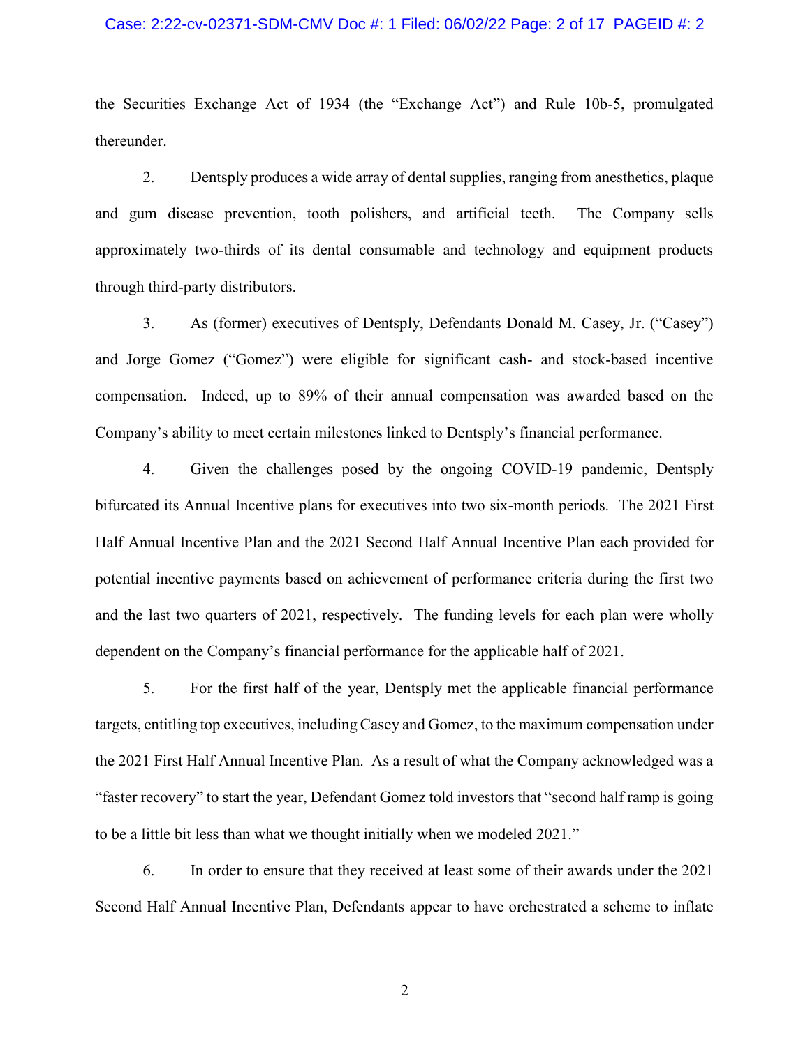the Securities Exchange Act of 1934 (the "Exchange Act") and Rule 10b-5, promulgated thereunder.

2. Dentsply produces a wide array of dental supplies, ranging from anesthetics, plaque and gum disease prevention, tooth polishers, and artificial teeth. The Company sells approximately two-thirds of its dental consumable and technology and equipment products through third-party distributors.

3. As (former) executives of Dentsply, Defendants Donald M. Casey, Jr. ("Casey") and Jorge Gomez ("Gomez") were eligible for significant cash- and stock-based incentive compensation. Indeed, up to 89% of their annual compensation was awarded based on the Company's ability to meet certain milestones linked to Dentsply's financial performance.

4. Given the challenges posed by the ongoing COVID-19 pandemic, Dentsply bifurcated its Annual Incentive plans for executives into two six-month periods. The 2021 First Half Annual Incentive Plan and the 2021 Second Half Annual Incentive Plan each provided for potential incentive payments based on achievement of performance criteria during the first two and the last two quarters of 2021, respectively. The funding levels for each plan were wholly dependent on the Company's financial performance for the applicable half of 2021.

5. For the first half of the year, Dentsply met the applicable financial performance targets, entitling top executives, including Casey and Gomez, to the maximum compensation under the 2021 First Half Annual Incentive Plan. As a result of what the Company acknowledged was a "faster recovery" to start the year, Defendant Gomez told investors that "second half ramp is going to be a little bit less than what we thought initially when we modeled 2021."

6. In order to ensure that they received at least some of their awards under the 2021 Second Half Annual Incentive Plan, Defendants appear to have orchestrated a scheme to inflate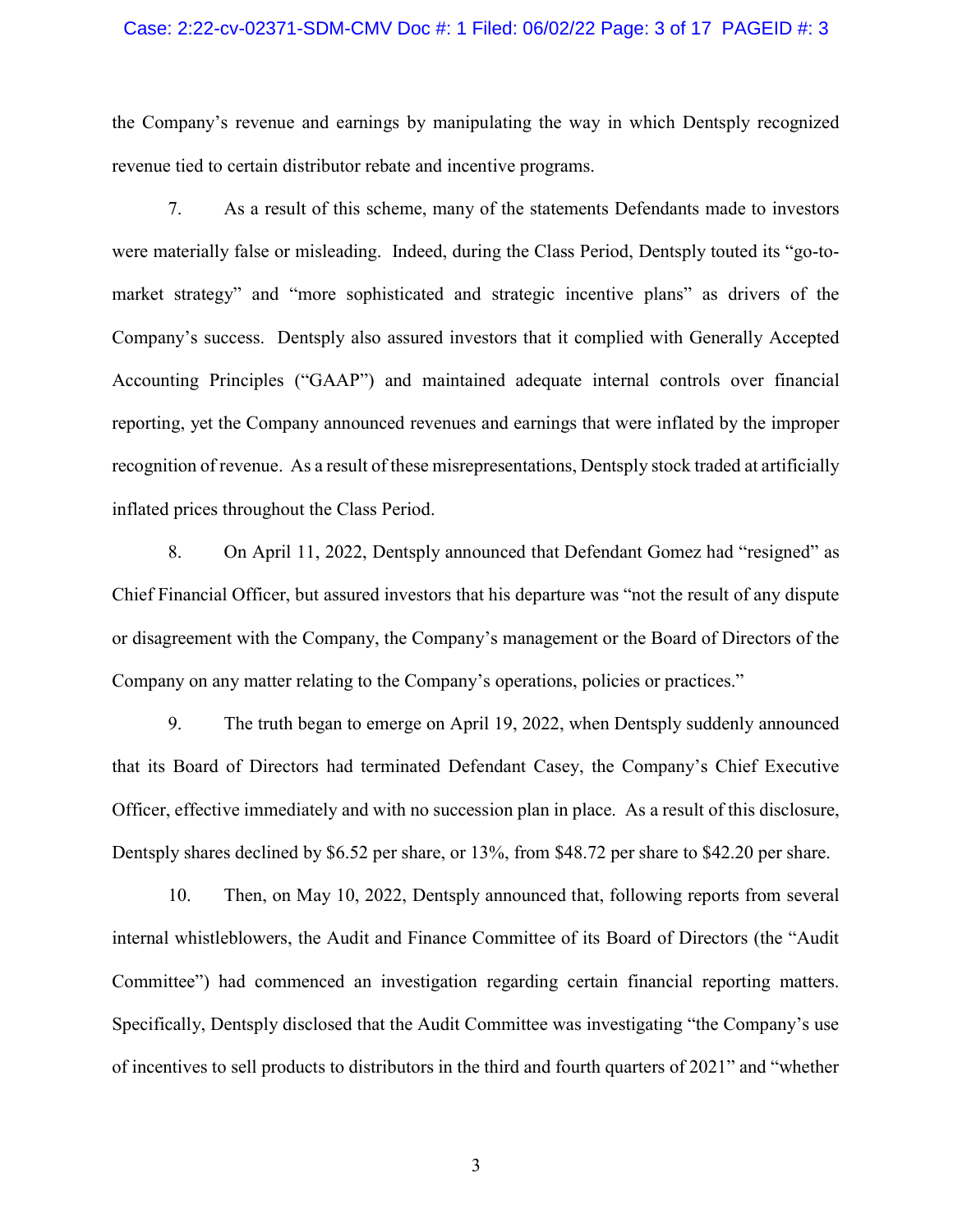the Company's revenue and earnings by manipulating the way in which Dentsply recognized revenue tied to certain distributor rebate and incentive programs.

7. As a result of this scheme, many of the statements Defendants made to investors were materially false or misleading. Indeed, during the Class Period, Dentsply touted its "go-to-market strategy" and "more sophisticated and strategic incentive plans" as drivers of the Company's success. Dentsply also assured investors that it complied with Generally Accepted Accounting Principles ("GAAP") and maintained adequate internal controls over financial reporting, yet the Company announced revenues and earnings that were inflated by the improper recognition of revenue. As a result of these misrepresentations, Dentsply stock traded at artificially inflated prices throughout the Class Period.

8. On April 11, 2022, Dentsply announced that Defendant Gomez had "resigned" as Chief Financial Officer, but assured investors that his departure was "not the result of any dispute or disagreement with the Company, the Company's management or the Board of Directors of the Company on any matter relating to the Company's operations, policies or practices."

9. The truth began to emerge on April 19, 2022, when Dentsply suddenly announced that its Board of Directors had terminated Defendant Casey, the Company's Chief Executive Officer, effective immediately and with no succession plan in place. As a result of this disclosure, Dentsply shares declined by $6.52 per share, or 13%, from $48.72 per share to $42.20 per share.

10. Then, on May 10, 2022, Dentsply announced that, following reports from several internal whistleblowers, the Audit and Finance Committee of its Board of Directors (the "Audit Committee") had commenced an investigation regarding certain financial reporting matters. Specifically, Dentsply disclosed that the Audit Committee was investigating "the Company's use of incentives to sell products to distributors in the third and fourth quarters of 2021" and "whether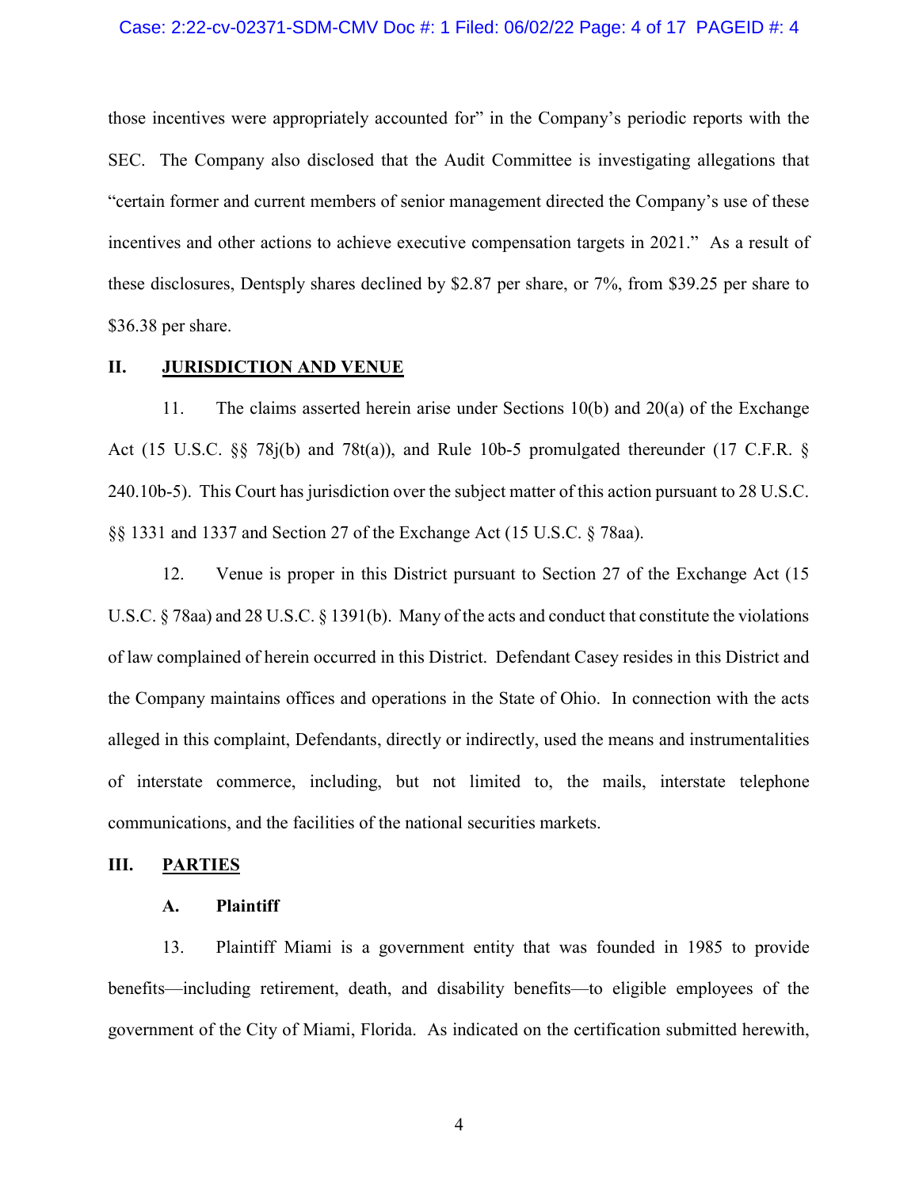those incentives were appropriately accounted for" in the Company's periodic reports with the SEC. The Company also disclosed that the Audit Committee is investigating allegations that "certain former and current members of senior management directed the Company's use of these incentives and other actions to achieve executive compensation targets in 2021." As a result of these disclosures, Dentsply shares declined by $2.87 per share, or 7%, from $39.25 per share to $36.38 per share.

## II. JURISDICTION AND VENUE

11. The claims asserted herein arise under Sections 10(b) and 20(a) of the Exchange Act (15 U.S.C. §§ 78j(b) and 78t(a)), and Rule 10b-5 promulgated thereunder (17 C.F.R. § 240.10b-5). This Court has jurisdiction over the subject matter of this action pursuant to 28 U.S.C. §§ 1331 and 1337 and Section 27 of the Exchange Act (15 U.S.C. § 78aa).

12. Venue is proper in this District pursuant to Section 27 of the Exchange Act (15 U.S.C. § 78aa) and 28 U.S.C. § 1391(b). Many of the acts and conduct that constitute the violations of law complained of herein occurred in this District. Defendant Casey resides in this District and the Company maintains offices and operations in the State of Ohio. In connection with the acts alleged in this complaint, Defendants, directly or indirectly, used the means and instrumentalities of interstate commerce, including, but not limited to, the mails, interstate telephone communications, and the facilities of the national securities markets.

## III. PARTIES

### A. Plaintiff

13. Plaintiff Miami is a government entity that was founded in 1985 to provide benefits—including retirement, death, and disability benefits—to eligible employees of the government of the City of Miami, Florida. As indicated on the certification submitted herewith,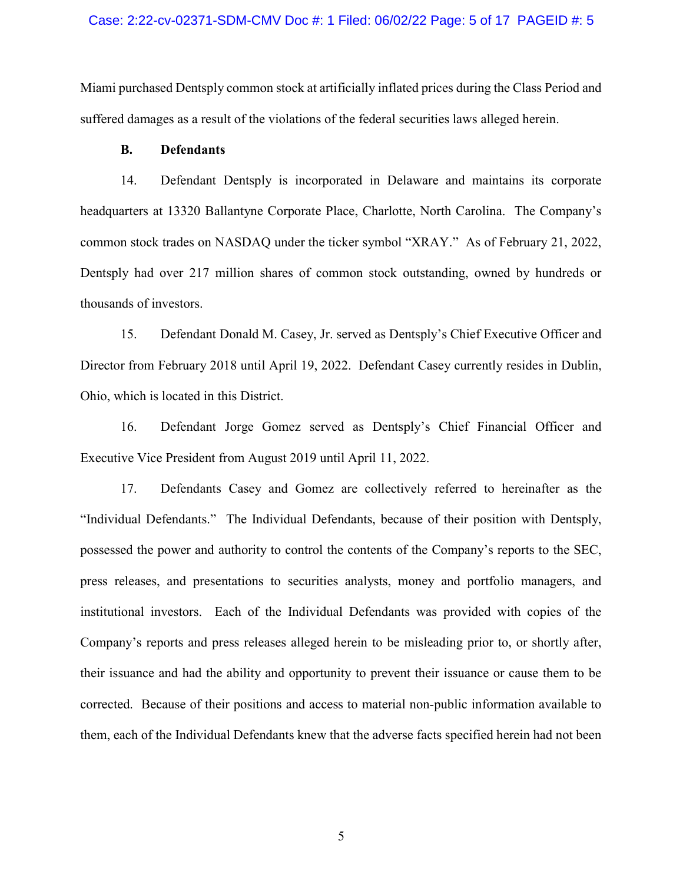Miami purchased Dentsply common stock at artificially inflated prices during the Class Period and suffered damages as a result of the violations of the federal securities laws alleged herein.

**B. Defendants**

14. Defendant Dentsply is incorporated in Delaware and maintains its corporate headquarters at 13320 Ballantyne Corporate Place, Charlotte, North Carolina. The Company's common stock trades on NASDAQ under the ticker symbol "XRAY." As of February 21, 2022, Dentsply had over 217 million shares of common stock outstanding, owned by hundreds or thousands of investors.

15. Defendant Donald M. Casey, Jr. served as Dentsply's Chief Executive Officer and Director from February 2018 until April 19, 2022. Defendant Casey currently resides in Dublin, Ohio, which is located in this District.

16. Defendant Jorge Gomez served as Dentsply's Chief Financial Officer and Executive Vice President from August 2019 until April 11, 2022.

17. Defendants Casey and Gomez are collectively referred to hereinafter as the "Individual Defendants." The Individual Defendants, because of their position with Dentsply, possessed the power and authority to control the contents of the Company's reports to the SEC, press releases, and presentations to securities analysts, money and portfolio managers, and institutional investors. Each of the Individual Defendants was provided with copies of the Company's reports and press releases alleged herein to be misleading prior to, or shortly after, their issuance and had the ability and opportunity to prevent their issuance or cause them to be corrected. Because of their positions and access to material non-public information available to them, each of the Individual Defendants knew that the adverse facts specified herein had not been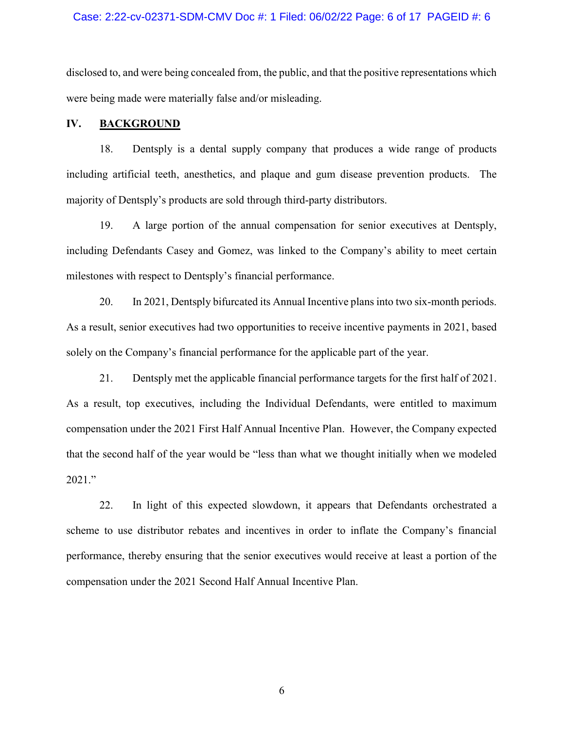disclosed to, and were being concealed from, the public, and that the positive representations which were being made were materially false and/or misleading.

## IV. BACKGROUND

18. Dentsply is a dental supply company that produces a wide range of products including artificial teeth, anesthetics, and plaque and gum disease prevention products. The majority of Dentsply's products are sold through third-party distributors.

19. A large portion of the annual compensation for senior executives at Dentsply, including Defendants Casey and Gomez, was linked to the Company's ability to meet certain milestones with respect to Dentsply's financial performance.

20. In 2021, Dentsply bifurcated its Annual Incentive plans into two six-month periods. As a result, senior executives had two opportunities to receive incentive payments in 2021, based solely on the Company's financial performance for the applicable part of the year.

21. Dentsply met the applicable financial performance targets for the first half of 2021. As a result, top executives, including the Individual Defendants, were entitled to maximum compensation under the 2021 First Half Annual Incentive Plan. However, the Company expected that the second half of the year would be "less than what we thought initially when we modeled 2021."

22. In light of this expected slowdown, it appears that Defendants orchestrated a scheme to use distributor rebates and incentives in order to inflate the Company's financial performance, thereby ensuring that the senior executives would receive at least a portion of the compensation under the 2021 Second Half Annual Incentive Plan.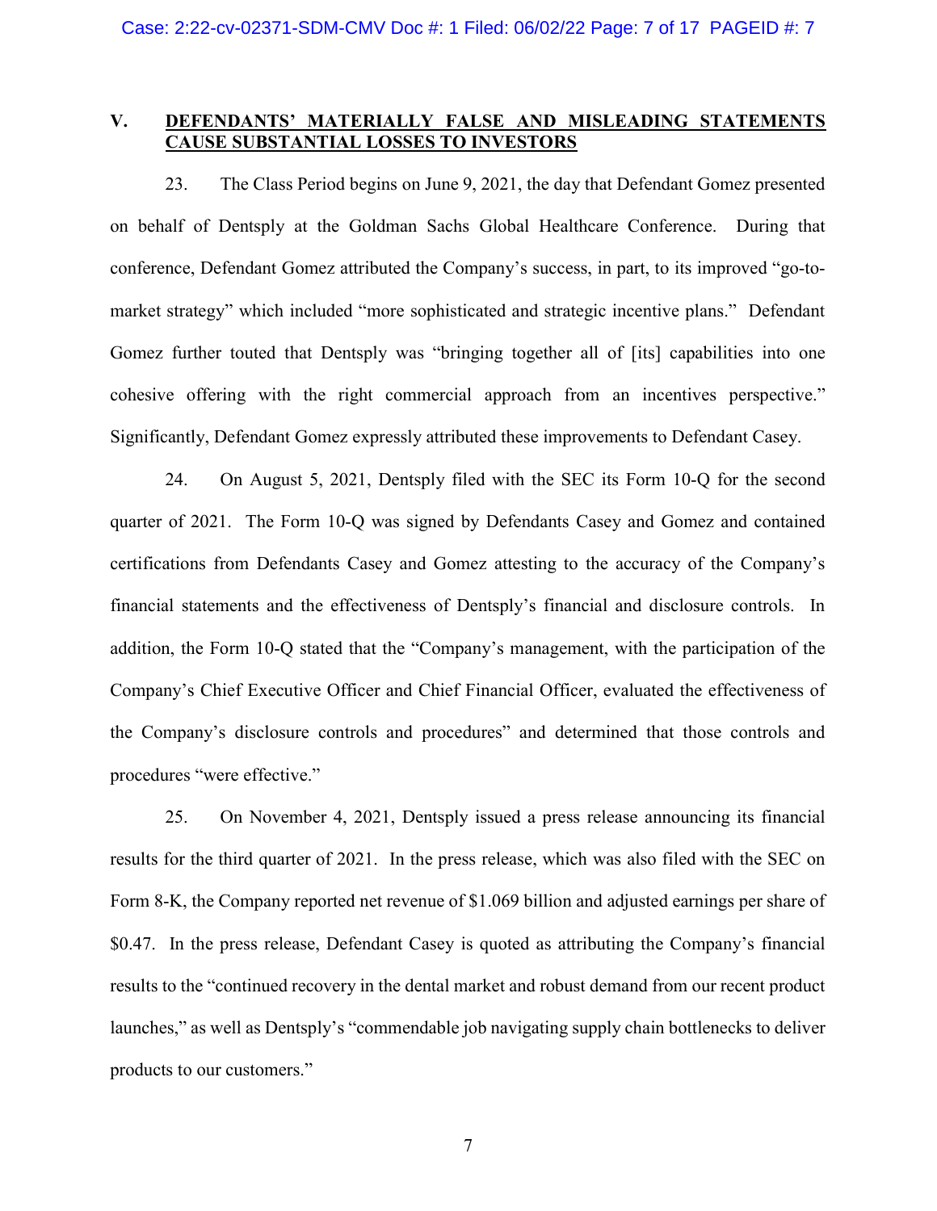## V. DEFENDANTS' MATERIALLY FALSE AND MISLEADING STATEMENTS CAUSE SUBSTANTIAL LOSSES TO INVESTORS

23. The Class Period begins on June 9, 2021, the day that Defendant Gomez presented on behalf of Dentsply at the Goldman Sachs Global Healthcare Conference. During that conference, Defendant Gomez attributed the Company's success, in part, to its improved "go-to-market strategy" which included "more sophisticated and strategic incentive plans." Defendant Gomez further touted that Dentsply was "bringing together all of [its] capabilities into one cohesive offering with the right commercial approach from an incentives perspective." Significantly, Defendant Gomez expressly attributed these improvements to Defendant Casey.

24. On August 5, 2021, Dentsply filed with the SEC its Form 10-Q for the second quarter of 2021. The Form 10-Q was signed by Defendants Casey and Gomez and contained certifications from Defendants Casey and Gomez attesting to the accuracy of the Company's financial statements and the effectiveness of Dentsply's financial and disclosure controls. In addition, the Form 10-Q stated that the "Company's management, with the participation of the Company's Chief Executive Officer and Chief Financial Officer, evaluated the effectiveness of the Company's disclosure controls and procedures" and determined that those controls and procedures "were effective."

25. On November 4, 2021, Dentsply issued a press release announcing its financial results for the third quarter of 2021. In the press release, which was also filed with the SEC on Form 8-K, the Company reported net revenue of $1.069 billion and adjusted earnings per share of $0.47. In the press release, Defendant Casey is quoted as attributing the Company's financial results to the "continued recovery in the dental market and robust demand from our recent product launches," as well as Dentsply's "commendable job navigating supply chain bottlenecks to deliver products to our customers."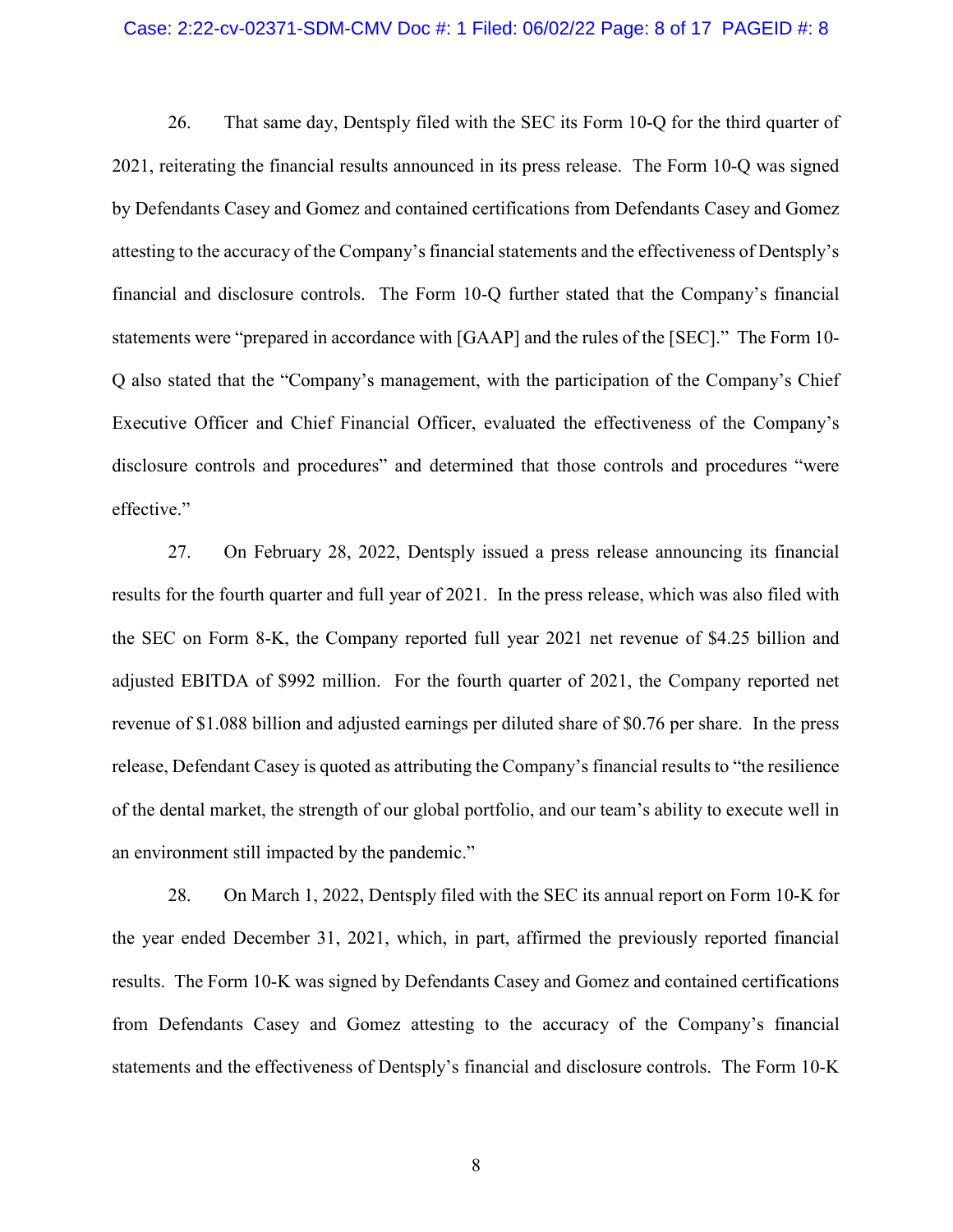26. That same day, Dentsply filed with the SEC its Form 10-Q for the third quarter of 2021, reiterating the financial results announced in its press release. The Form 10-Q was signed by Defendants Casey and Gomez and contained certifications from Defendants Casey and Gomez attesting to the accuracy of the Company's financial statements and the effectiveness of Dentsply's financial and disclosure controls. The Form 10-Q further stated that the Company's financial statements were "prepared in accordance with [GAAP] and the rules of the [SEC]." The Form 10-Q also stated that the "Company's management, with the participation of the Company's Chief Executive Officer and Chief Financial Officer, evaluated the effectiveness of the Company's disclosure controls and procedures" and determined that those controls and procedures "were effective."

27. On February 28, 2022, Dentsply issued a press release announcing its financial results for the fourth quarter and full year of 2021. In the press release, which was also filed with the SEC on Form 8-K, the Company reported full year 2021 net revenue of $4.25 billion and adjusted EBITDA of $992 million. For the fourth quarter of 2021, the Company reported net revenue of $1.088 billion and adjusted earnings per diluted share of $0.76 per share. In the press release, Defendant Casey is quoted as attributing the Company's financial results to "the resilience of the dental market, the strength of our global portfolio, and our team's ability to execute well in an environment still impacted by the pandemic."

28. On March 1, 2022, Dentsply filed with the SEC its annual report on Form 10-K for the year ended December 31, 2021, which, in part, affirmed the previously reported financial results. The Form 10-K was signed by Defendants Casey and Gomez and contained certifications from Defendants Casey and Gomez attesting to the accuracy of the Company's financial statements and the effectiveness of Dentsply's financial and disclosure controls. The Form 10-K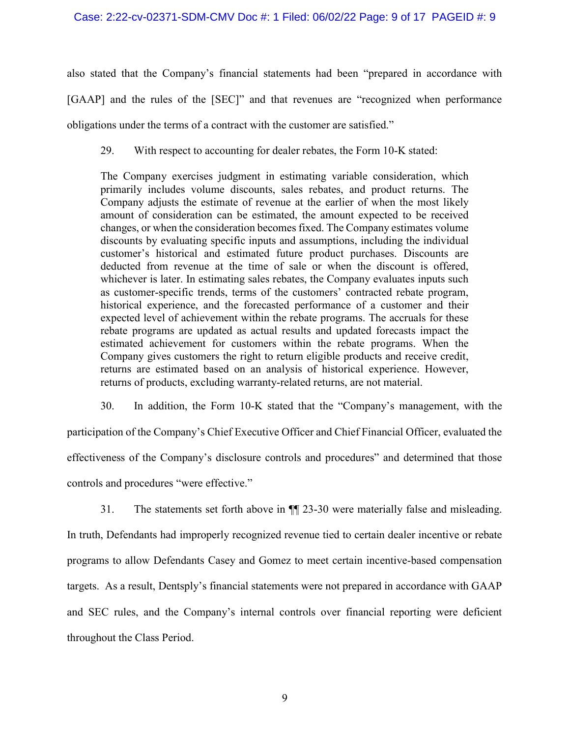also stated that the Company's financial statements had been "prepared in accordance with [GAAP] and the rules of the [SEC]" and that revenues are "recognized when performance obligations under the terms of a contract with the customer are satisfied."

29. With respect to accounting for dealer rebates, the Form 10-K stated:

> The Company exercises judgment in estimating variable consideration, which primarily includes volume discounts, sales rebates, and product returns. The Company adjusts the estimate of revenue at the earlier of when the most likely amount of consideration can be estimated, the amount expected to be received changes, or when the consideration becomes fixed. The Company estimates volume discounts by evaluating specific inputs and assumptions, including the individual customer's historical and estimated future product purchases. Discounts are deducted from revenue at the time of sale or when the discount is offered, whichever is later. In estimating sales rebates, the Company evaluates inputs such as customer-specific trends, terms of the customers' contracted rebate program, historical experience, and the forecasted performance of a customer and their expected level of achievement within the rebate programs. The accruals for these rebate programs are updated as actual results and updated forecasts impact the estimated achievement for customers within the rebate programs. When the Company gives customers the right to return eligible products and receive credit, returns are estimated based on an analysis of historical experience. However, returns of products, excluding warranty-related returns, are not material.

30. In addition, the Form 10-K stated that the "Company's management, with the participation of the Company's Chief Executive Officer and Chief Financial Officer, evaluated the effectiveness of the Company's disclosure controls and procedures" and determined that those controls and procedures "were effective."

31. The statements set forth above in ¶¶ 23-30 were materially false and misleading. In truth, Defendants had improperly recognized revenue tied to certain dealer incentive or rebate programs to allow Defendants Casey and Gomez to meet certain incentive-based compensation targets. As a result, Dentsply's financial statements were not prepared in accordance with GAAP and SEC rules, and the Company's internal controls over financial reporting were deficient throughout the Class Period.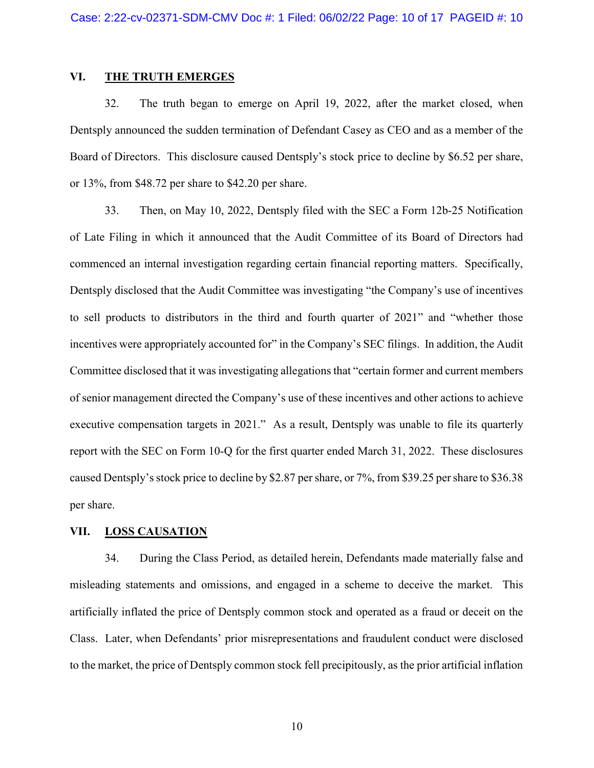## VI. THE TRUTH EMERGES

32. The truth began to emerge on April 19, 2022, after the market closed, when Dentsply announced the sudden termination of Defendant Casey as CEO and as a member of the Board of Directors. This disclosure caused Dentsply's stock price to decline by $6.52 per share, or 13%, from $48.72 per share to $42.20 per share.

33. Then, on May 10, 2022, Dentsply filed with the SEC a Form 12b-25 Notification of Late Filing in which it announced that the Audit Committee of its Board of Directors had commenced an internal investigation regarding certain financial reporting matters. Specifically, Dentsply disclosed that the Audit Committee was investigating "the Company's use of incentives to sell products to distributors in the third and fourth quarter of 2021" and "whether those incentives were appropriately accounted for" in the Company's SEC filings. In addition, the Audit Committee disclosed that it was investigating allegations that "certain former and current members of senior management directed the Company's use of these incentives and other actions to achieve executive compensation targets in 2021." As a result, Dentsply was unable to file its quarterly report with the SEC on Form 10-Q for the first quarter ended March 31, 2022. These disclosures caused Dentsply's stock price to decline by $2.87 per share, or 7%, from $39.25 per share to $36.38 per share.

## VII. LOSS CAUSATION

34. During the Class Period, as detailed herein, Defendants made materially false and misleading statements and omissions, and engaged in a scheme to deceive the market. This artificially inflated the price of Dentsply common stock and operated as a fraud or deceit on the Class. Later, when Defendants' prior misrepresentations and fraudulent conduct were disclosed to the market, the price of Dentsply common stock fell precipitously, as the prior artificial inflation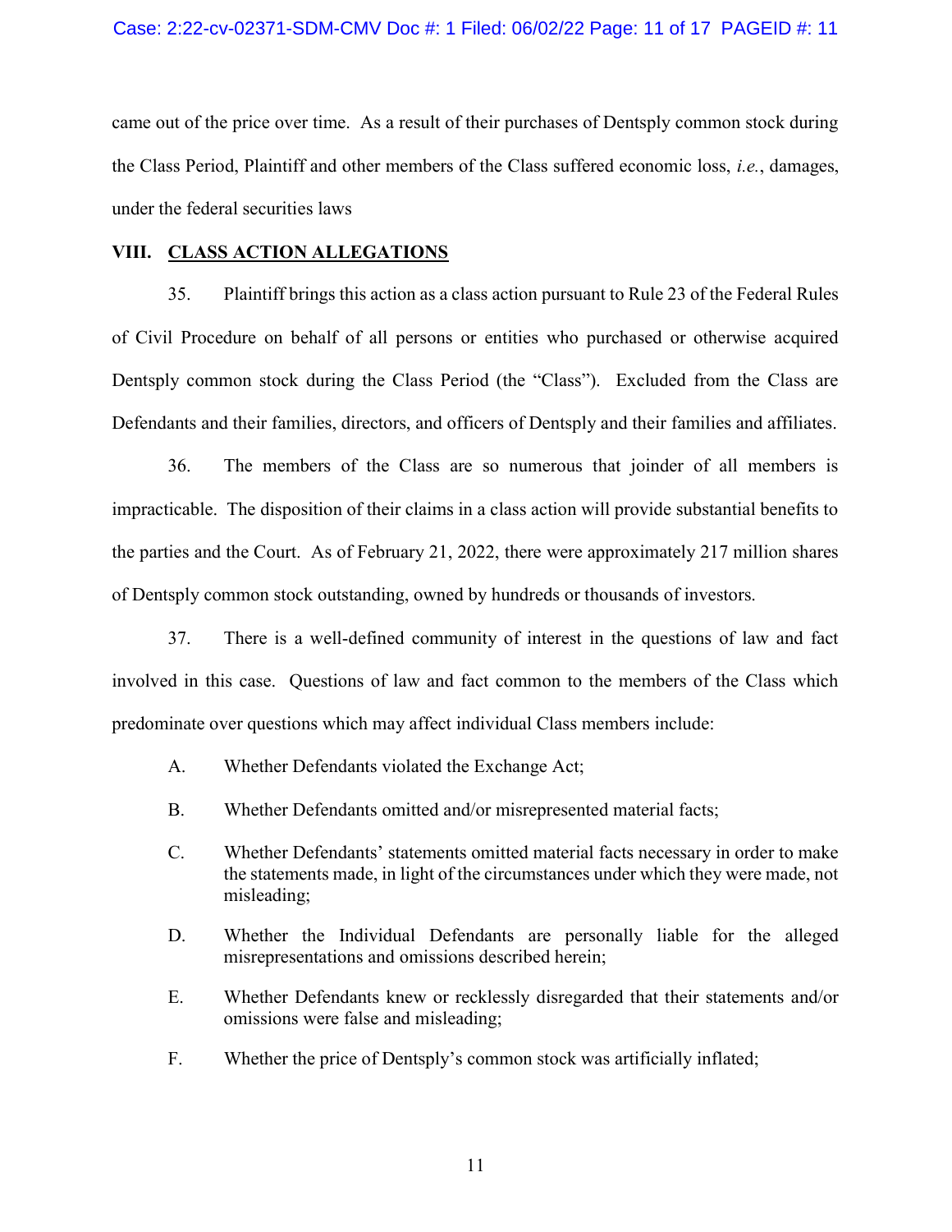came out of the price over time. As a result of their purchases of Dentsply common stock during the Class Period, Plaintiff and other members of the Class suffered economic loss, *i.e.*, damages, under the federal securities laws

## VIII. CLASS ACTION ALLEGATIONS

35. Plaintiff brings this action as a class action pursuant to Rule 23 of the Federal Rules of Civil Procedure on behalf of all persons or entities who purchased or otherwise acquired Dentsply common stock during the Class Period (the "Class"). Excluded from the Class are Defendants and their families, directors, and officers of Dentsply and their families and affiliates.

36. The members of the Class are so numerous that joinder of all members is impracticable. The disposition of their claims in a class action will provide substantial benefits to the parties and the Court. As of February 21, 2022, there were approximately 217 million shares of Dentsply common stock outstanding, owned by hundreds or thousands of investors.

37. There is a well-defined community of interest in the questions of law and fact involved in this case. Questions of law and fact common to the members of the Class which predominate over questions which may affect individual Class members include:

A. Whether Defendants violated the Exchange Act;

B. Whether Defendants omitted and/or misrepresented material facts;

C. Whether Defendants' statements omitted material facts necessary in order to make the statements made, in light of the circumstances under which they were made, not misleading;

D. Whether the Individual Defendants are personally liable for the alleged misrepresentations and omissions described herein;

E. Whether Defendants knew or recklessly disregarded that their statements and/or omissions were false and misleading;

F. Whether the price of Dentsply's common stock was artificially inflated;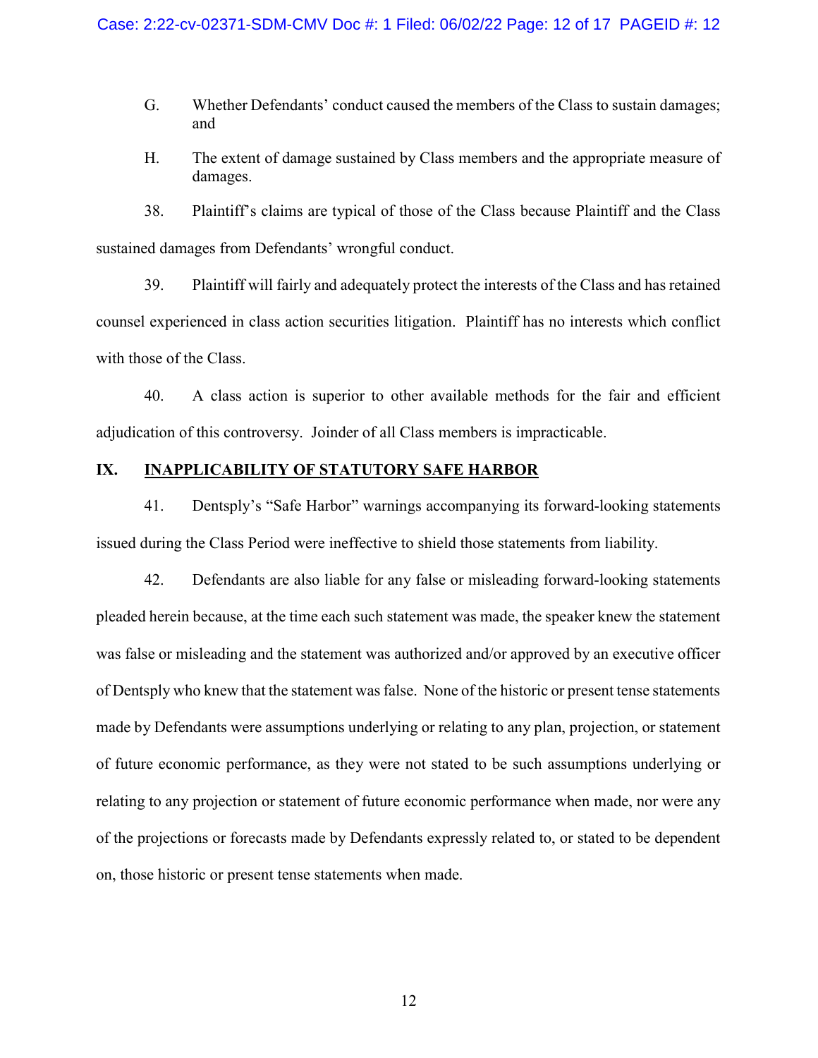G. Whether Defendants' conduct caused the members of the Class to sustain damages; and

H. The extent of damage sustained by Class members and the appropriate measure of damages.

38. Plaintiff's claims are typical of those of the Class because Plaintiff and the Class sustained damages from Defendants' wrongful conduct.

39. Plaintiff will fairly and adequately protect the interests of the Class and has retained counsel experienced in class action securities litigation. Plaintiff has no interests which conflict with those of the Class.

40. A class action is superior to other available methods for the fair and efficient adjudication of this controversy. Joinder of all Class members is impracticable.

## IX. INAPPLICABILITY OF STATUTORY SAFE HARBOR

41. Dentsply's "Safe Harbor" warnings accompanying its forward-looking statements issued during the Class Period were ineffective to shield those statements from liability.

42. Defendants are also liable for any false or misleading forward-looking statements pleaded herein because, at the time each such statement was made, the speaker knew the statement was false or misleading and the statement was authorized and/or approved by an executive officer of Dentsply who knew that the statement was false. None of the historic or present tense statements made by Defendants were assumptions underlying or relating to any plan, projection, or statement of future economic performance, as they were not stated to be such assumptions underlying or relating to any projection or statement of future economic performance when made, nor were any of the projections or forecasts made by Defendants expressly related to, or stated to be dependent on, those historic or present tense statements when made.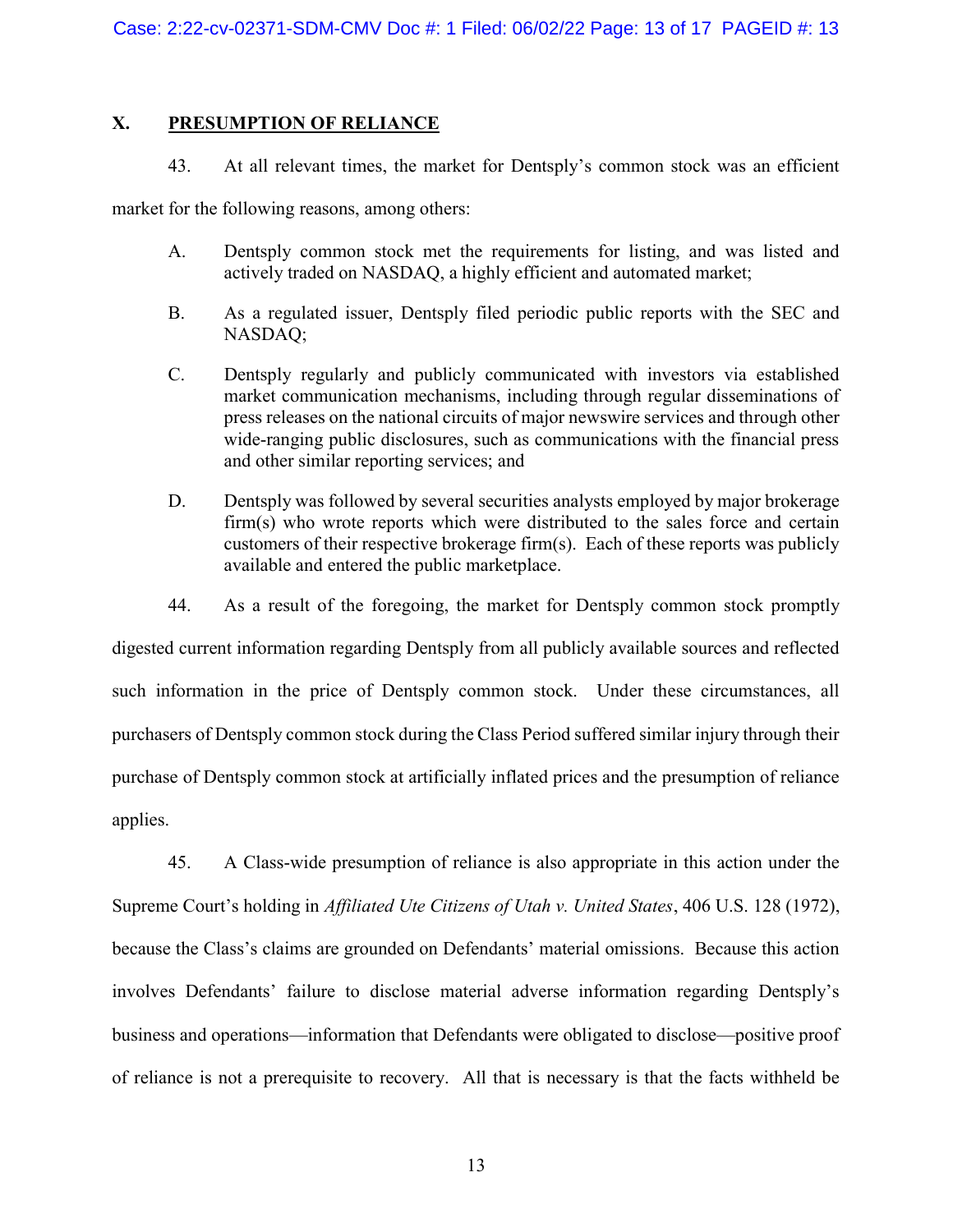## X. PRESUMPTION OF RELIANCE

43. At all relevant times, the market for Dentsply's common stock was an efficient market for the following reasons, among others:

A. Dentsply common stock met the requirements for listing, and was listed and actively traded on NASDAQ, a highly efficient and automated market;

B. As a regulated issuer, Dentsply filed periodic public reports with the SEC and NASDAQ;

C. Dentsply regularly and publicly communicated with investors via established market communication mechanisms, including through regular disseminations of press releases on the national circuits of major newswire services and through other wide-ranging public disclosures, such as communications with the financial press and other similar reporting services; and

D. Dentsply was followed by several securities analysts employed by major brokerage firm(s) who wrote reports which were distributed to the sales force and certain customers of their respective brokerage firm(s). Each of these reports was publicly available and entered the public marketplace.

44. As a result of the foregoing, the market for Dentsply common stock promptly digested current information regarding Dentsply from all publicly available sources and reflected such information in the price of Dentsply common stock. Under these circumstances, all purchasers of Dentsply common stock during the Class Period suffered similar injury through their purchase of Dentsply common stock at artificially inflated prices and the presumption of reliance applies.

45. A Class-wide presumption of reliance is also appropriate in this action under the Supreme Court's holding in *Affiliated Ute Citizens of Utah v. United States*, 406 U.S. 128 (1972), because the Class's claims are grounded on Defendants' material omissions. Because this action involves Defendants' failure to disclose material adverse information regarding Dentsply's business and operations—information that Defendants were obligated to disclose—positive proof of reliance is not a prerequisite to recovery. All that is necessary is that the facts withheld be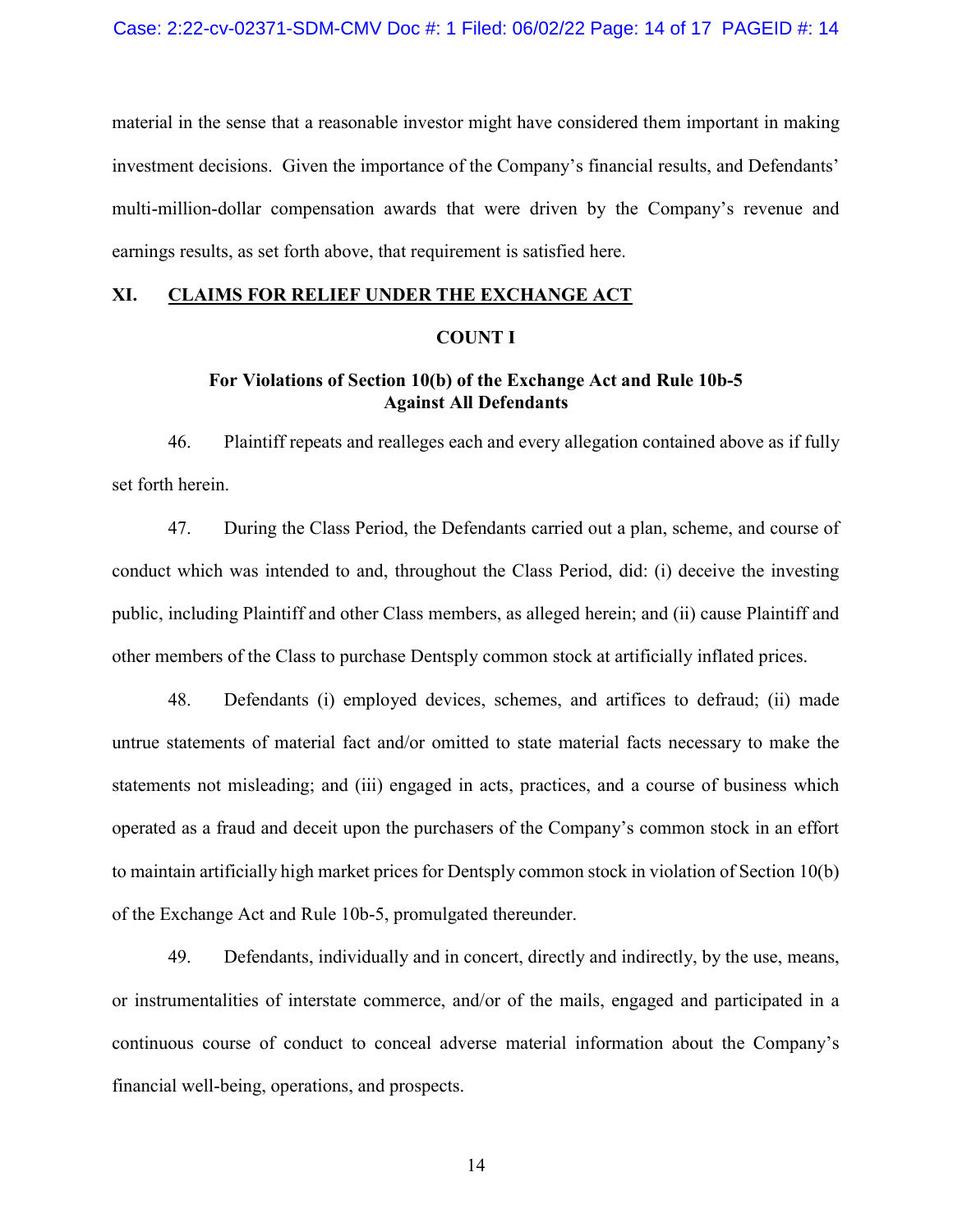material in the sense that a reasonable investor might have considered them important in making investment decisions. Given the importance of the Company's financial results, and Defendants' multi-million-dollar compensation awards that were driven by the Company's revenue and earnings results, as set forth above, that requirement is satisfied here.

## XI. CLAIMS FOR RELIEF UNDER THE EXCHANGE ACT

### COUNT I

### For Violations of Section 10(b) of the Exchange Act and Rule 10b-5 Against All Defendants

46. Plaintiff repeats and realleges each and every allegation contained above as if fully set forth herein.

47. During the Class Period, the Defendants carried out a plan, scheme, and course of conduct which was intended to and, throughout the Class Period, did: (i) deceive the investing public, including Plaintiff and other Class members, as alleged herein; and (ii) cause Plaintiff and other members of the Class to purchase Dentsply common stock at artificially inflated prices.

48. Defendants (i) employed devices, schemes, and artifices to defraud; (ii) made untrue statements of material fact and/or omitted to state material facts necessary to make the statements not misleading; and (iii) engaged in acts, practices, and a course of business which operated as a fraud and deceit upon the purchasers of the Company's common stock in an effort to maintain artificially high market prices for Dentsply common stock in violation of Section 10(b) of the Exchange Act and Rule 10b-5, promulgated thereunder.

49. Defendants, individually and in concert, directly and indirectly, by the use, means, or instrumentalities of interstate commerce, and/or of the mails, engaged and participated in a continuous course of conduct to conceal adverse material information about the Company's financial well-being, operations, and prospects.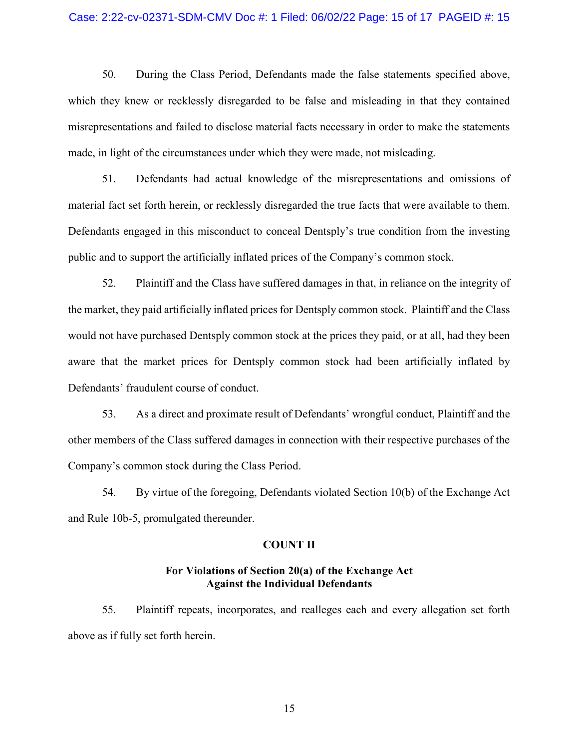50. During the Class Period, Defendants made the false statements specified above, which they knew or recklessly disregarded to be false and misleading in that they contained misrepresentations and failed to disclose material facts necessary in order to make the statements made, in light of the circumstances under which they were made, not misleading.

51. Defendants had actual knowledge of the misrepresentations and omissions of material fact set forth herein, or recklessly disregarded the true facts that were available to them. Defendants engaged in this misconduct to conceal Dentsply's true condition from the investing public and to support the artificially inflated prices of the Company's common stock.

52. Plaintiff and the Class have suffered damages in that, in reliance on the integrity of the market, they paid artificially inflated prices for Dentsply common stock. Plaintiff and the Class would not have purchased Dentsply common stock at the prices they paid, or at all, had they been aware that the market prices for Dentsply common stock had been artificially inflated by Defendants' fraudulent course of conduct.

53. As a direct and proximate result of Defendants' wrongful conduct, Plaintiff and the other members of the Class suffered damages in connection with their respective purchases of the Company's common stock during the Class Period.

54. By virtue of the foregoing, Defendants violated Section 10(b) of the Exchange Act and Rule 10b-5, promulgated thereunder.

## COUNT II

### For Violations of Section 20(a) of the Exchange Act Against the Individual Defendants

55. Plaintiff repeats, incorporates, and realleges each and every allegation set forth above as if fully set forth herein.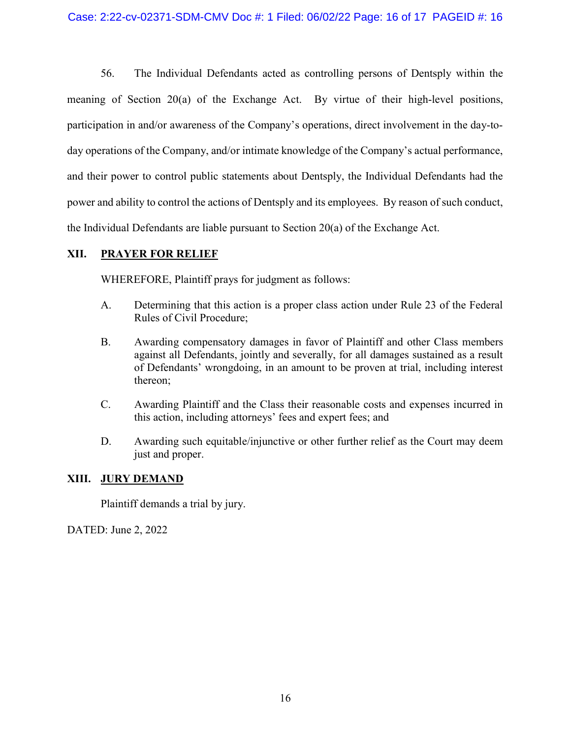56. The Individual Defendants acted as controlling persons of Dentsply within the meaning of Section 20(a) of the Exchange Act. By virtue of their high-level positions, participation in and/or awareness of the Company's operations, direct involvement in the day-to-day operations of the Company, and/or intimate knowledge of the Company's actual performance, and their power to control public statements about Dentsply, the Individual Defendants had the power and ability to control the actions of Dentsply and its employees. By reason of such conduct, the Individual Defendants are liable pursuant to Section 20(a) of the Exchange Act.

## XII. PRAYER FOR RELIEF

WHEREFORE, Plaintiff prays for judgment as follows:

A. Determining that this action is a proper class action under Rule 23 of the Federal Rules of Civil Procedure;

B. Awarding compensatory damages in favor of Plaintiff and other Class members against all Defendants, jointly and severally, for all damages sustained as a result of Defendants' wrongdoing, in an amount to be proven at trial, including interest thereon;

C. Awarding Plaintiff and the Class their reasonable costs and expenses incurred in this action, including attorneys' fees and expert fees; and

D. Awarding such equitable/injunctive or other further relief as the Court may deem just and proper.

## XIII. JURY DEMAND

Plaintiff demands a trial by jury.

DATED: June 2, 2022